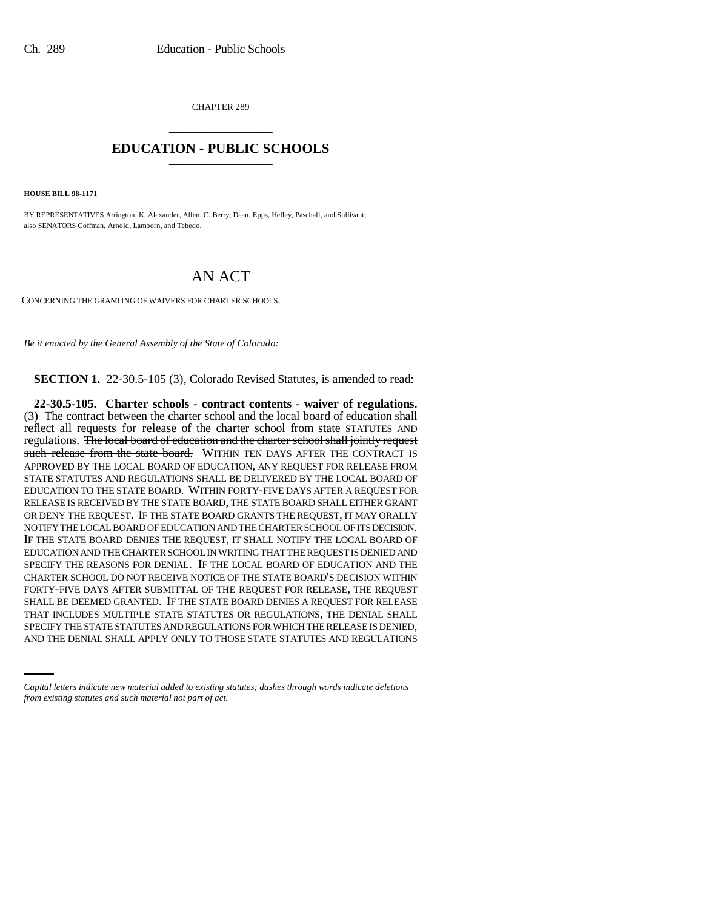CHAPTER 289

# EDUCATION - PUBLIC SCHOOLS

**HOUSE BILL 98-1171**

BY REPRESENTATIVES Arrington, K. Alexander, Allen, C. Berry, Dean, Epps, Hefley, Paschall, and Sullivant; also SENATORS Coffman, Arnold, Lamborn, and Tebedo.

# AN ACT

CONCERNING THE GRANTING OF WAIVERS FOR CHARTER SCHOOLS.

*Be it enacted by the General Assembly of the State of Colorado:*

**SECTION 1.** 22-30.5-105 (3), Colorado Revised Statutes, is amended to read:

**22-30.5-105. Charter schools - contract contents - waiver of regulations.** (3) The contract between the charter school and the local board of education shall reflect all requests for release of the charter school from state STATUTES AND regulations. ~~The local board of education and the charter school shall jointly request such release from the state board.~~ WITHIN TEN DAYS AFTER THE CONTRACT IS APPROVED BY THE LOCAL BOARD OF EDUCATION, ANY REQUEST FOR RELEASE FROM STATE STATUTES AND REGULATIONS SHALL BE DELIVERED BY THE LOCAL BOARD OF EDUCATION TO THE STATE BOARD. WITHIN FORTY-FIVE DAYS AFTER A REQUEST FOR RELEASE IS RECEIVED BY THE STATE BOARD, THE STATE BOARD SHALL EITHER GRANT OR DENY THE REQUEST. IF THE STATE BOARD GRANTS THE REQUEST, IT MAY ORALLY NOTIFY THE LOCAL BOARD OF EDUCATION AND THE CHARTER SCHOOL OF ITS DECISION. IF THE STATE BOARD DENIES THE REQUEST, IT SHALL NOTIFY THE LOCAL BOARD OF EDUCATION AND THE CHARTER SCHOOL IN WRITING THAT THE REQUEST IS DENIED AND SPECIFY THE REASONS FOR DENIAL. IF THE LOCAL BOARD OF EDUCATION AND THE CHARTER SCHOOL DO NOT RECEIVE NOTICE OF THE STATE BOARD'S DECISION WITHIN FORTY-FIVE DAYS AFTER SUBMITTAL OF THE REQUEST FOR RELEASE, THE REQUEST SHALL BE DEEMED GRANTED. IF THE STATE BOARD DENIES A REQUEST FOR RELEASE THAT INCLUDES MULTIPLE STATE STATUTES OR REGULATIONS, THE DENIAL SHALL SPECIFY THE STATE STATUTES AND REGULATIONS FOR WHICH THE RELEASE IS DENIED, AND THE DENIAL SHALL APPLY ONLY TO THOSE STATE STATUTES AND REGULATIONS

*Capital letters indicate new material added to existing statutes; dashes through words indicate deletions from existing statutes and such material not part of act.*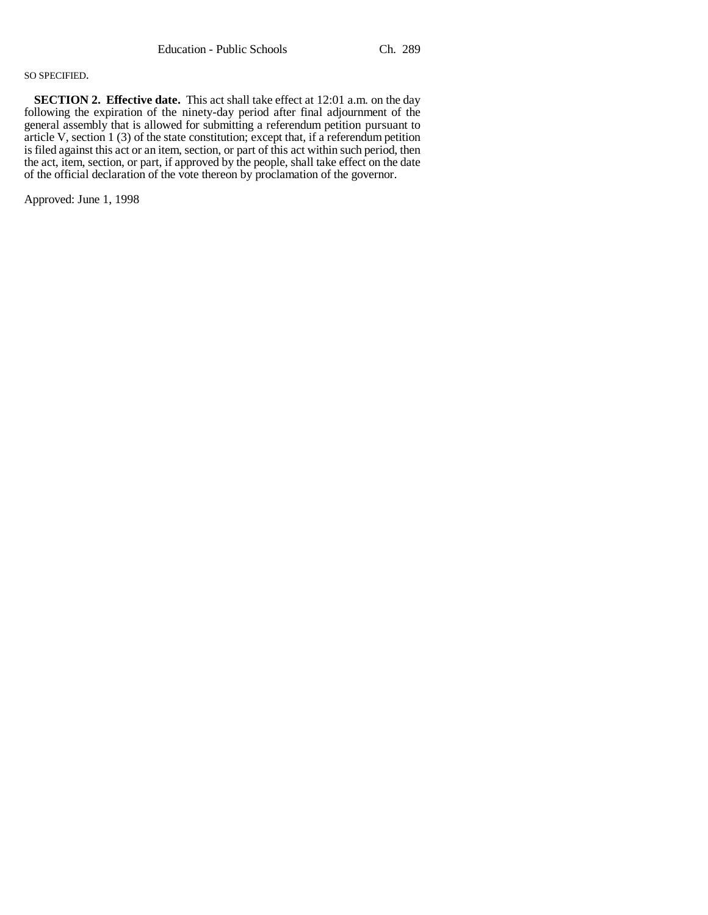SO SPECIFIED.

**SECTION 2. Effective date.** This act shall take effect at 12:01 a.m. on the day following the expiration of the ninety-day period after final adjournment of the general assembly that is allowed for submitting a referendum petition pursuant to article V, section 1 (3) of the state constitution; except that, if a referendum petition is filed against this act or an item, section, or part of this act within such period, then the act, item, section, or part, if approved by the people, shall take effect on the date of the official declaration of the vote thereon by proclamation of the governor.

Approved: June 1, 1998